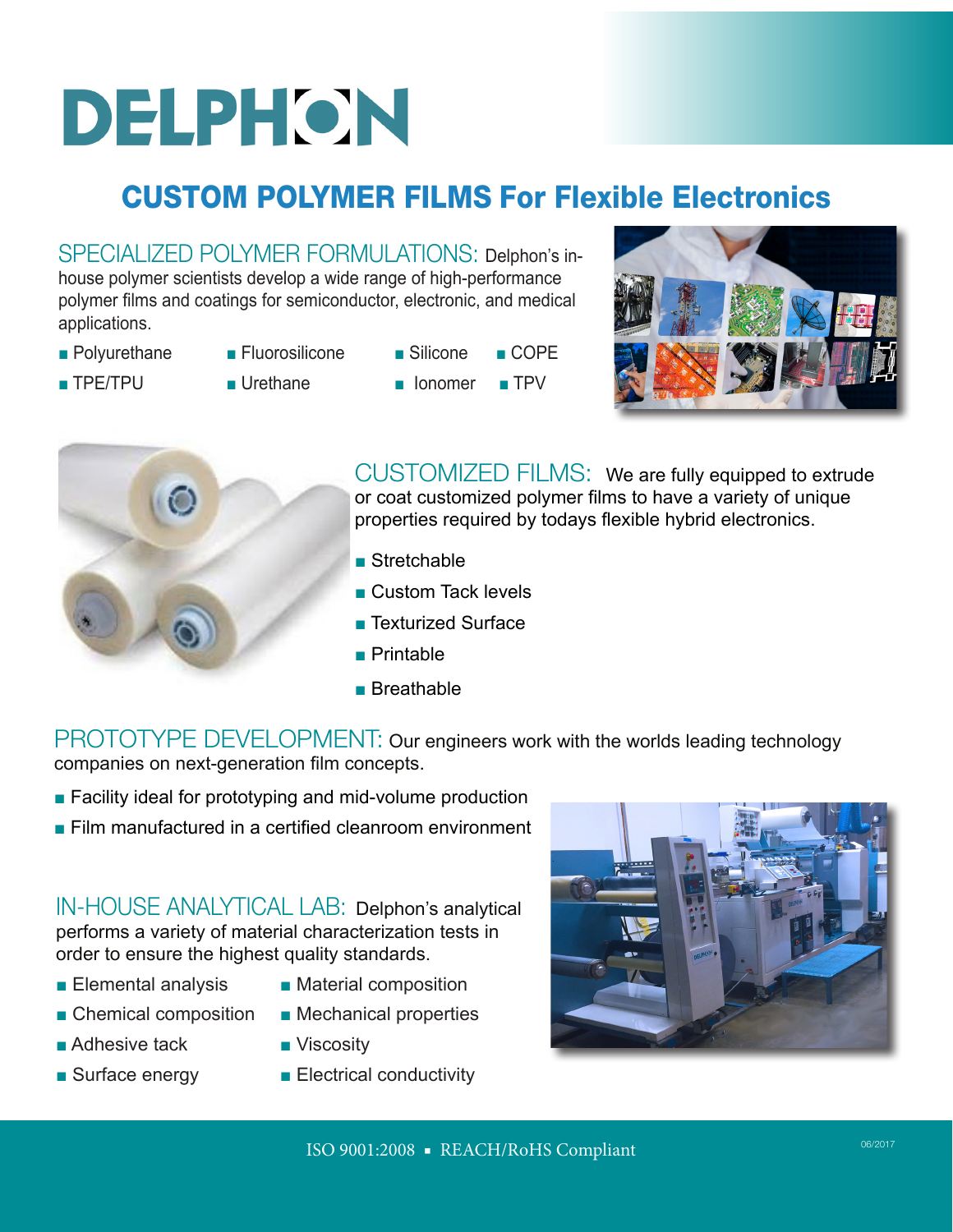# DELPHON

## CUSTOM POLYMER FILMS For Flexible Electronics

**SPECIALIZED POLYMER FORMULATIONS:** Delphon's in-house polymer scientists develop a wide range of high-performance polymer films and coatings for semiconductor, electronic, and medical applications.

- Polyurethane
- TPE/TPU
- Fluorosilicone
- Urethane
- Silicone
- Ionomer
- COPE
- TPV

**CUSTOMIZED FILMS:** We are fully equipped to extrude or coat customized polymer films to have a variety of unique properties required by todays flexible hybrid electronics.

- Stretchable
- Custom Tack levels
- Texturized Surface
- Printable
- Breathable

**PROTOTYPE DEVELOPMENT:** Our engineers work with the worlds leading technology companies on next-generation film concepts.

- Facility ideal for prototyping and mid-volume production
- Film manufactured in a certified cleanroom environment

**IN-HOUSE ANALYTICAL LAB:** Delphon's analytical performs a variety of material characterization tests in order to ensure the highest quality standards.

- Elemental analysis
- Chemical composition
- Adhesive tack
- Surface energy
- Material composition
- Mechanical properties
- Viscosity
- Electrical conductivity

ISO 9001:2008 ▪ REACH/RoHS Compliant

06/2017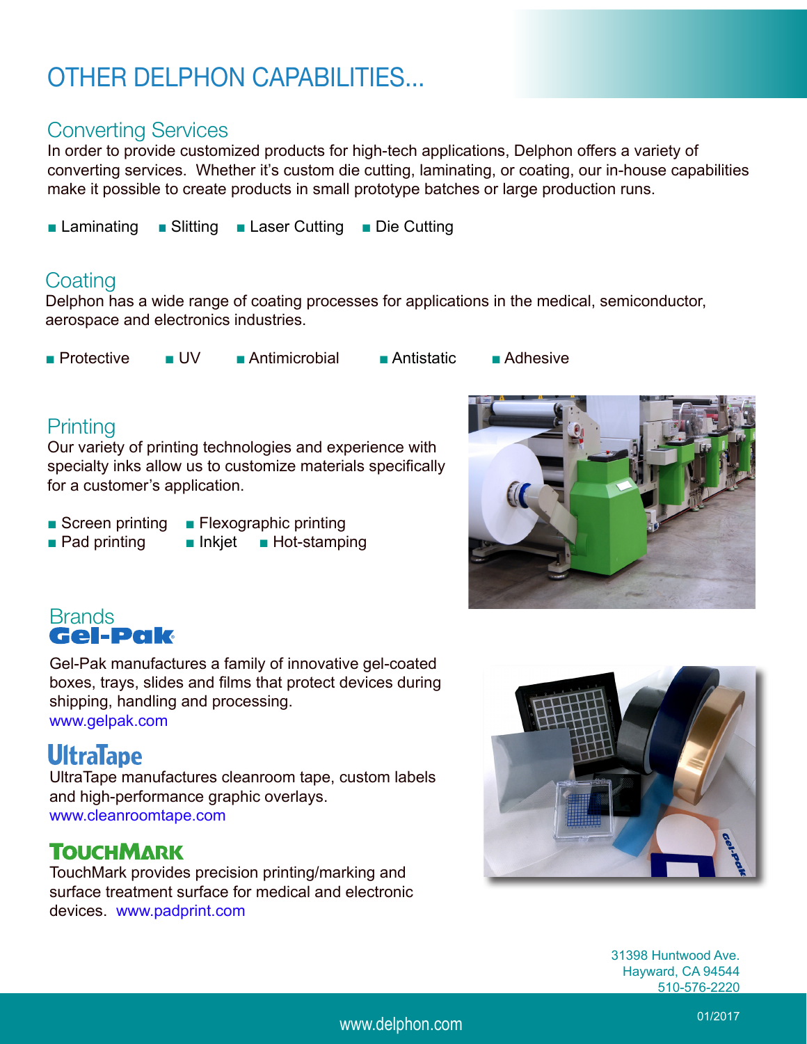# OTHER DELPHON CAPABILITIES...

## Converting Services

In order to provide customized products for high-tech applications, Delphon offers a variety of converting services. Whether it's custom die cutting, laminating, or coating, our in-house capabilities make it possible to create products in small prototype batches or large production runs.

- Laminating
- Slitting
- Laser Cutting
- Die Cutting

## Coating

Delphon has a wide range of coating processes for applications in the medical, semiconductor, aerospace and electronics industries.

- Protective
- UV
- Antimicrobial
- Antistatic
- Adhesive

## Printing

Our variety of printing technologies and experience with specialty inks allow us to customize materials specifically for a customer's application.

- Screen printing
- Flexographic printing
- Pad printing
- Inkjet
- Hot-stamping

## Brands

### Gel-Pak

Gel-Pak manufactures a family of innovative gel-coated boxes, trays, slides and films that protect devices during shipping, handling and processing.
www.gelpak.com

### UltraTape

UltraTape manufactures cleanroom tape, custom labels and high-performance graphic overlays.
www.cleanroomtape.com

### TouchMark

TouchMark provides precision printing/marking and surface treatment surface for medical and electronic devices. www.padprint.com

31398 Huntwood Ave.
Hayward, CA 94544
510-576-2220

www.delphon.com

01/2017